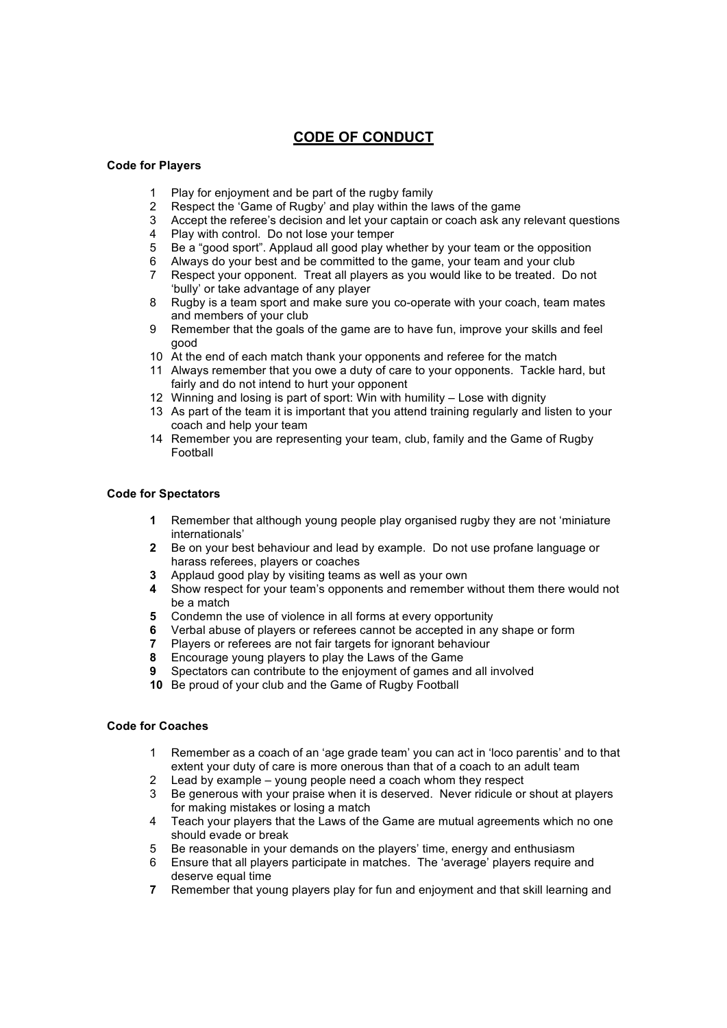# CODE OF CONDUCT

**Code for Players**

1. Play for enjoyment and be part of the rugby family
2. Respect the 'Game of Rugby' and play within the laws of the game
3. Accept the referee's decision and let your captain or coach ask any relevant questions
4. Play with control. Do not lose your temper
5. Be a "good sport". Applaud all good play whether by your team or the opposition
6. Always do your best and be committed to the game, your team and your club
7. Respect your opponent. Treat all players as you would like to be treated. Do not 'bully' or take advantage of any player
8. Rugby is a team sport and make sure you co-operate with your coach, team mates and members of your club
9. Remember that the goals of the game are to have fun, improve your skills and feel good
10. At the end of each match thank your opponents and referee for the match
11. Always remember that you owe a duty of care to your opponents. Tackle hard, but fairly and do not intend to hurt your opponent
12. Winning and losing is part of sport: Win with humility – Lose with dignity
13. As part of the team it is important that you attend training regularly and listen to your coach and help your team
14. Remember you are representing your team, club, family and the Game of Rugby Football

**Code for Spectators**

1. Remember that although young people play organised rugby they are not 'miniature internationals'
2. Be on your best behaviour and lead by example. Do not use profane language or harass referees, players or coaches
3. Applaud good play by visiting teams as well as your own
4. Show respect for your team's opponents and remember without them there would not be a match
5. Condemn the use of violence in all forms at every opportunity
6. Verbal abuse of players or referees cannot be accepted in any shape or form
7. Players or referees are not fair targets for ignorant behaviour
8. Encourage young players to play the Laws of the Game
9. Spectators can contribute to the enjoyment of games and all involved
10. Be proud of your club and the Game of Rugby Football

**Code for Coaches**

1. Remember as a coach of an 'age grade team' you can act in 'loco parentis' and to that extent your duty of care is more onerous than that of a coach to an adult team
2. Lead by example – young people need a coach whom they respect
3. Be generous with your praise when it is deserved. Never ridicule or shout at players for making mistakes or losing a match
4. Teach your players that the Laws of the Game are mutual agreements which no one should evade or break
5. Be reasonable in your demands on the players' time, energy and enthusiasm
6. Ensure that all players participate in matches. The 'average' players require and deserve equal time
7. Remember that young players play for fun and enjoyment and that skill learning and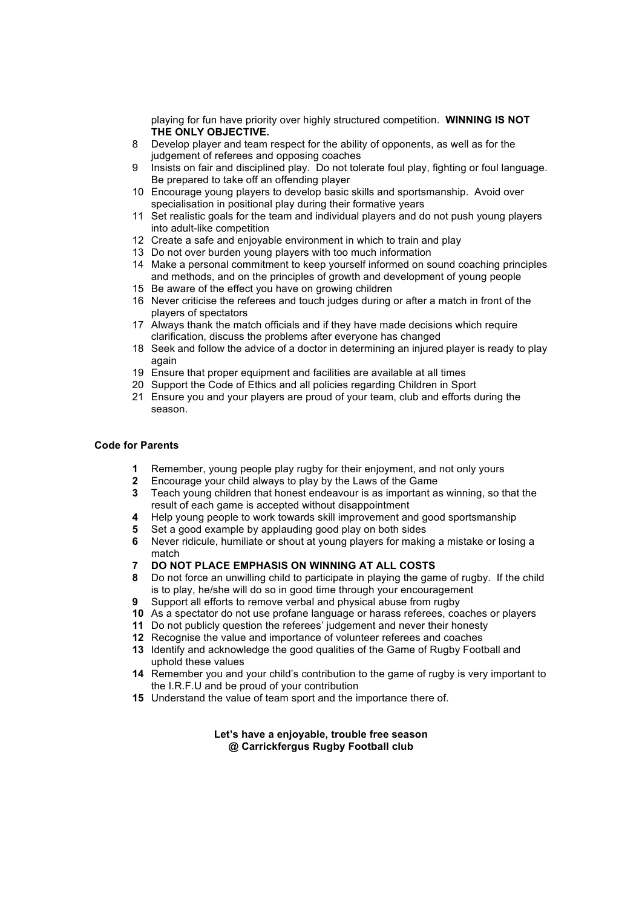playing for fun have priority over highly structured competition. **WINNING IS NOT THE ONLY OBJECTIVE.**

8. Develop player and team respect for the ability of opponents, as well as for the judgement of referees and opposing coaches
9. Insists on fair and disciplined play. Do not tolerate foul play, fighting or foul language. Be prepared to take off an offending player
10. Encourage young players to develop basic skills and sportsmanship. Avoid over specialisation in positional play during their formative years
11. Set realistic goals for the team and individual players and do not push young players into adult-like competition
12. Create a safe and enjoyable environment in which to train and play
13. Do not over burden young players with too much information
14. Make a personal commitment to keep yourself informed on sound coaching principles and methods, and on the principles of growth and development of young people
15. Be aware of the effect you have on growing children
16. Never criticise the referees and touch judges during or after a match in front of the players of spectators
17. Always thank the match officials and if they have made decisions which require clarification, discuss the problems after everyone has changed
18. Seek and follow the advice of a doctor in determining an injured player is ready to play again
19. Ensure that proper equipment and facilities are available at all times
20. Support the Code of Ethics and all policies regarding Children in Sport
21. Ensure you and your players are proud of your team, club and efforts during the season.

**Code for Parents**

1. Remember, young people play rugby for their enjoyment, and not only yours
2. Encourage your child always to play by the Laws of the Game
3. Teach young children that honest endeavour is as important as winning, so that the result of each game is accepted without disappointment
4. Help young people to work towards skill improvement and good sportsmanship
5. Set a good example by applauding good play on both sides
6. Never ridicule, humiliate or shout at young players for making a mistake or losing a match
7. **DO NOT PLACE EMPHASIS ON WINNING AT ALL COSTS**
8. Do not force an unwilling child to participate in playing the game of rugby. If the child is to play, he/she will do so in good time through your encouragement
9. Support all efforts to remove verbal and physical abuse from rugby
10. As a spectator do not use profane language or harass referees, coaches or players
11. Do not publicly question the referees' judgement and never their honesty
12. Recognise the value and importance of volunteer referees and coaches
13. Identify and acknowledge the good qualities of the Game of Rugby Football and uphold these values
14. Remember you and your child's contribution to the game of rugby is very important to the I.R.F.U and be proud of your contribution
15. Understand the value of team sport and the importance there of.

**Let's have a enjoyable, trouble free season**
**@ Carrickfergus Rugby Football club**